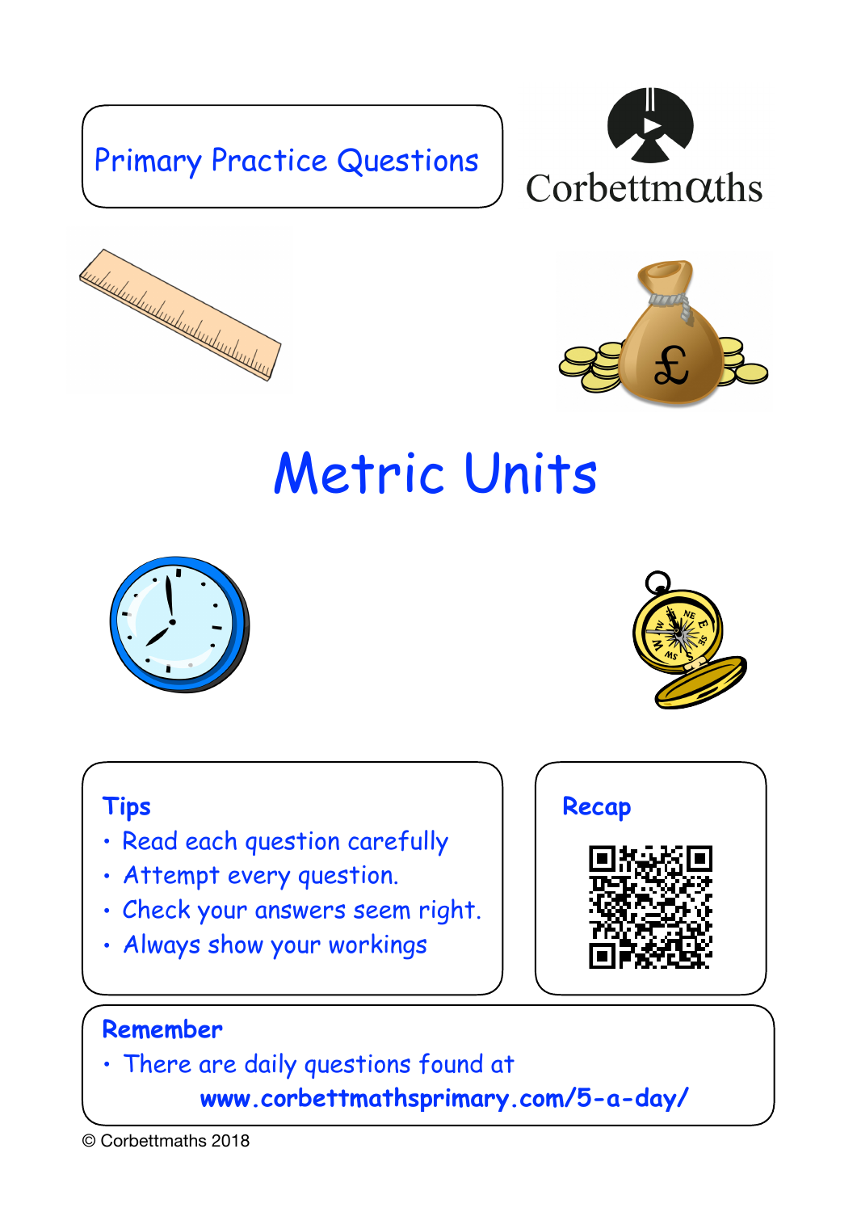Primary Practice Questions

Corbettmaths

# Metric Units

**Tips**

- Read each question carefully
- Attempt every question.
- Check your answers seem right.
- Always show your workings

**Recap**

**Remember**

- There are daily questions found at
  **www.corbettmathsprimary.com/5-a-day/**

© Corbettmaths 2018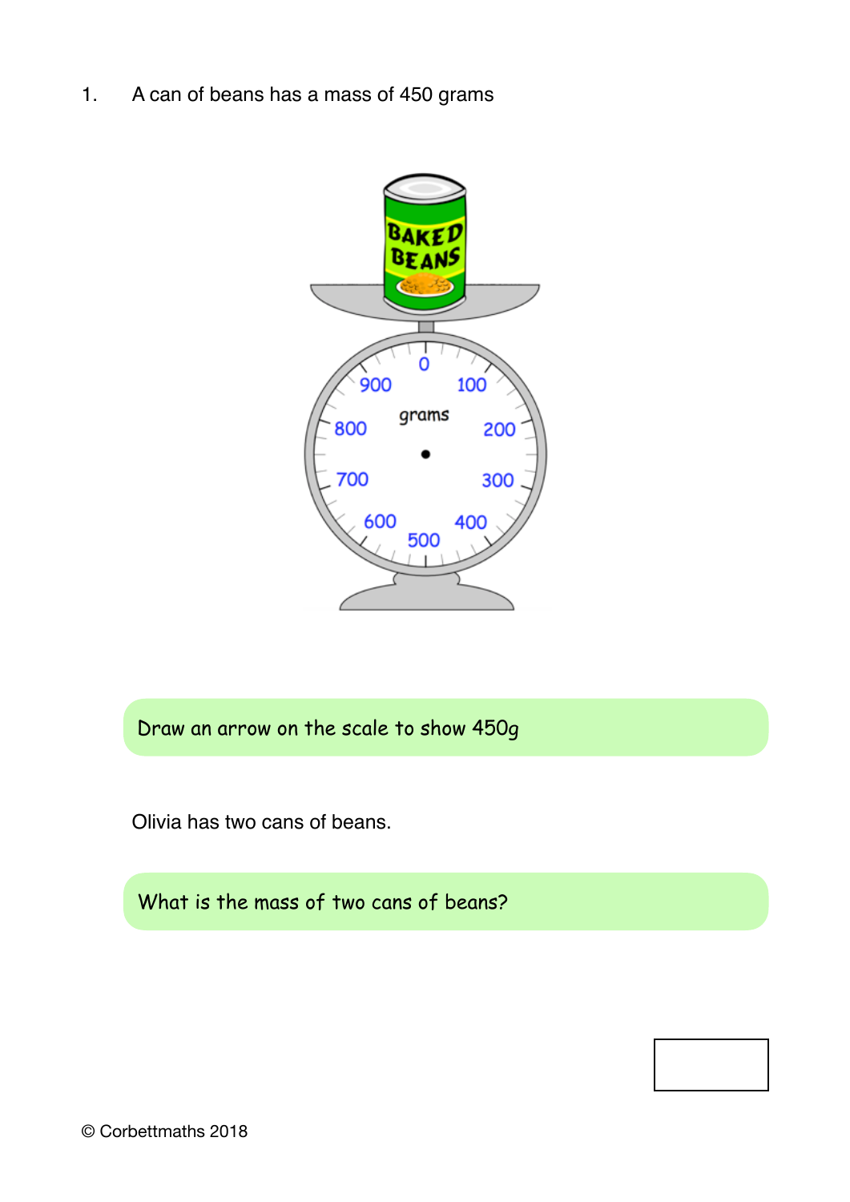1. A can of beans has a mass of 450 grams

Draw an arrow on the scale to show 450g

Olivia has two cans of beans.

What is the mass of two cans of beans?

© Corbettmaths 2018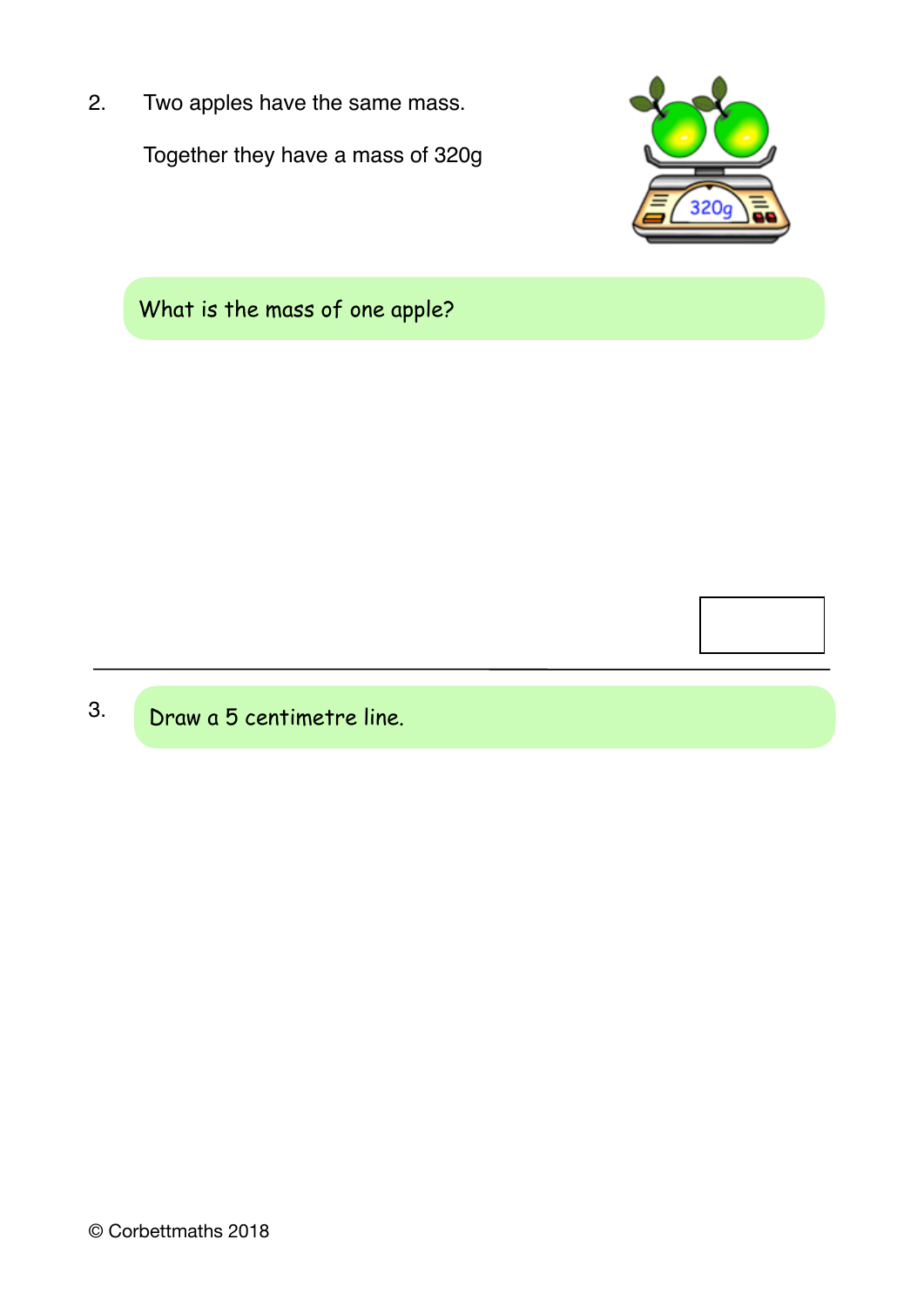2. Two apples have the same mass.

Together they have a mass of 320g

What is the mass of one apple?

---

3. Draw a 5 centimetre line.

© Corbettmaths 2018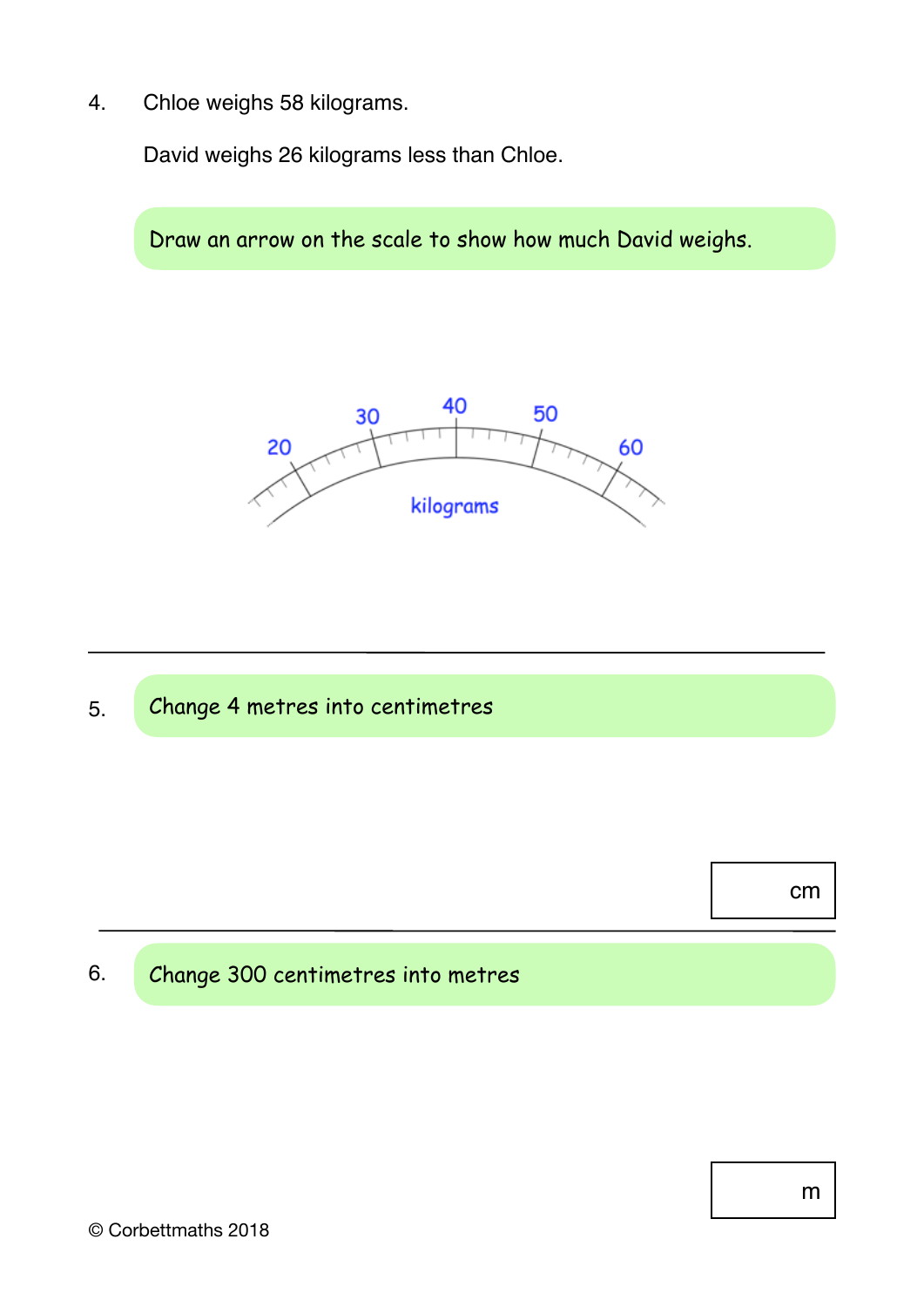4. Chloe weighs 58 kilograms.

   David weighs 26 kilograms less than Chloe.

   Draw an arrow on the scale to show how much David weighs.

   20 30 40 50 60

   kilograms

---

5. Change 4 metres into centimetres

   cm

---

6. Change 300 centimetres into metres

   m

© Corbettmaths 2018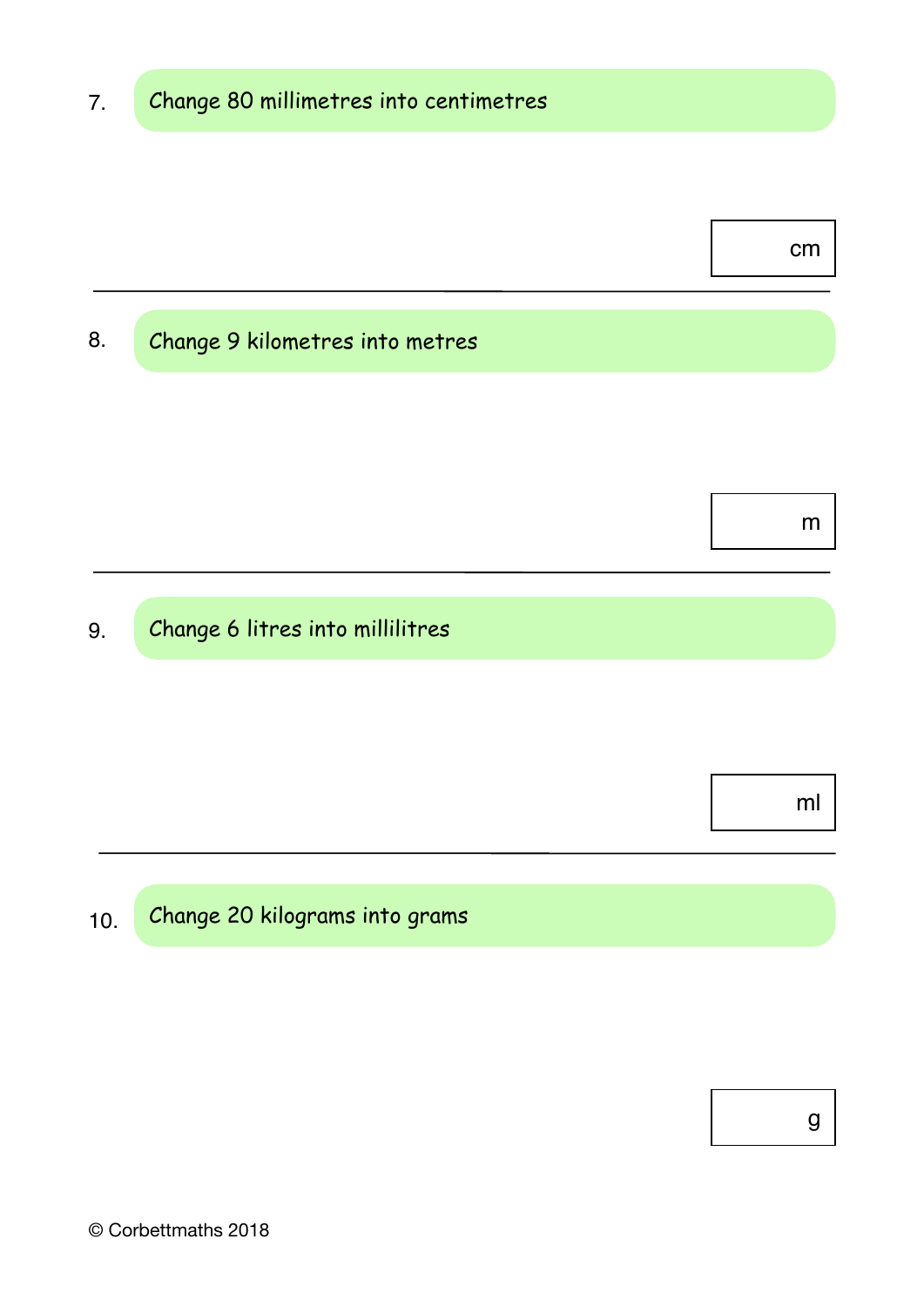7. Change 80 millimetres into centimetres

cm

---

8. Change 9 kilometres into metres

m

---

9. Change 6 litres into millilitres

ml

---

10. Change 20 kilograms into grams

g

© Corbettmaths 2018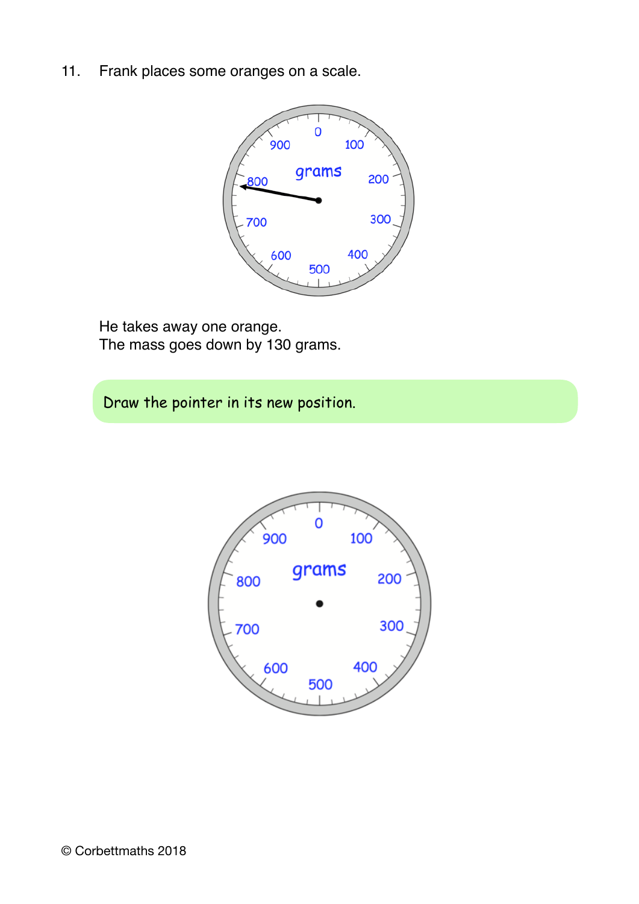11. Frank places some oranges on a scale.

He takes away one orange.
The mass goes down by 130 grams.

Draw the pointer in its new position.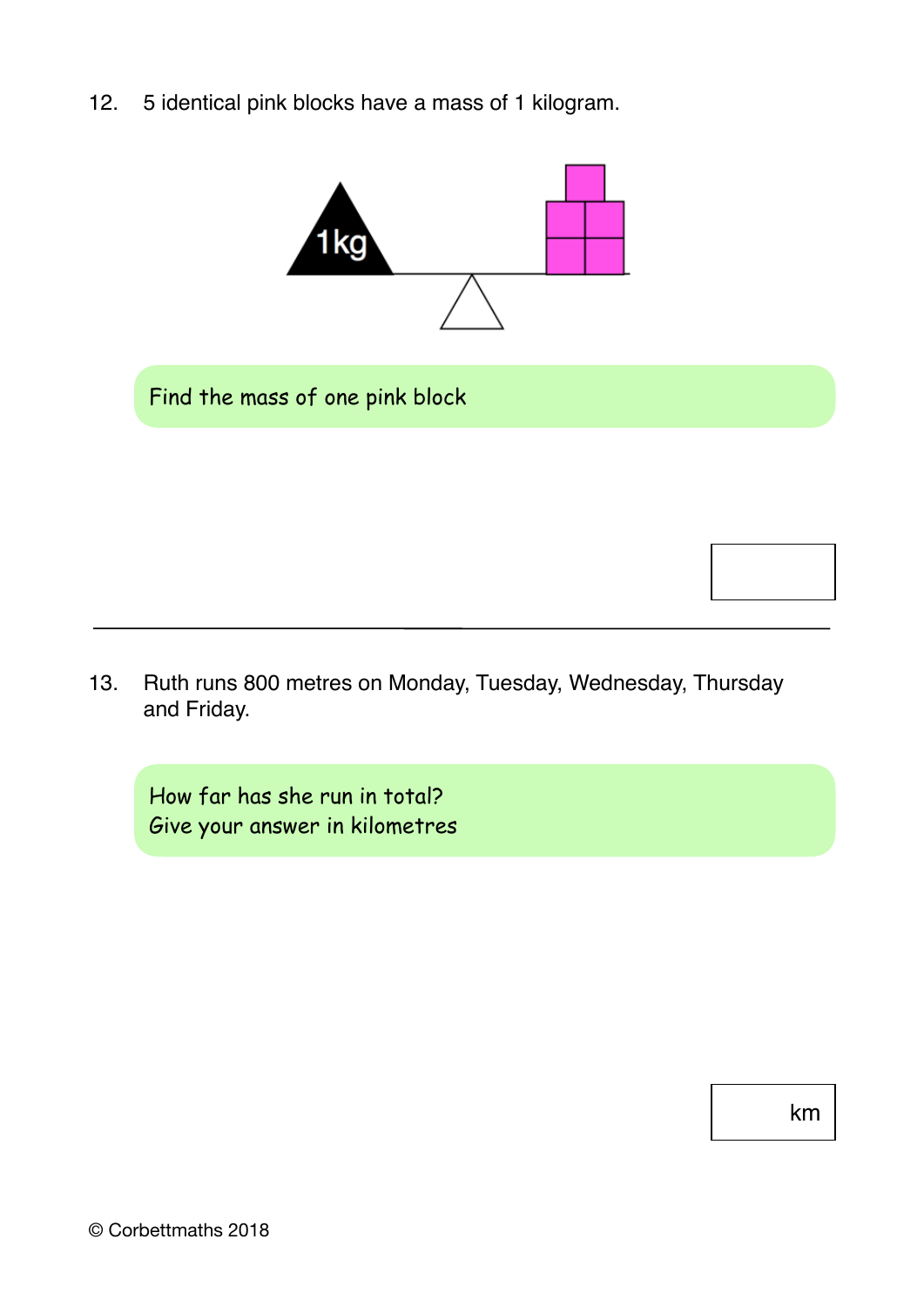12. 5 identical pink blocks have a mass of 1 kilogram.

Find the mass of one pink block

---

13. Ruth runs 800 metres on Monday, Tuesday, Wednesday, Thursday and Friday.

How far has she run in total?
Give your answer in kilometres

km

© Corbettmaths 2018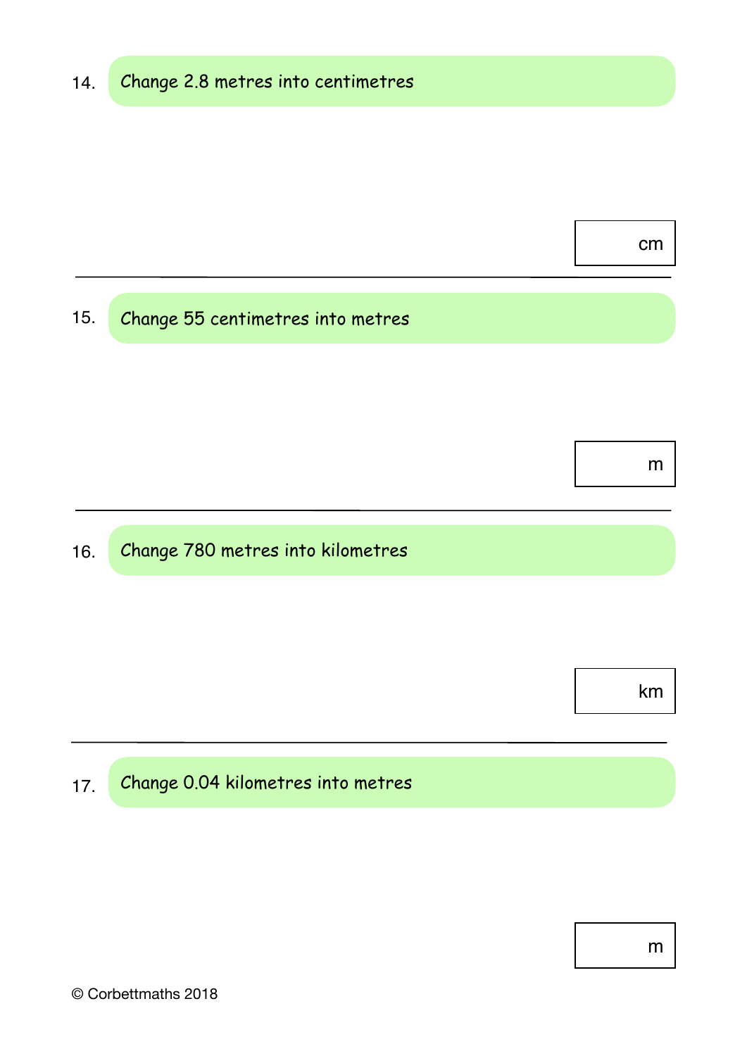14. Change 2.8 metres into centimetres

cm

---

15. Change 55 centimetres into metres

m

---

16. Change 780 metres into kilometres

km

---

17. Change 0.04 kilometres into metres

m

© Corbettmaths 2018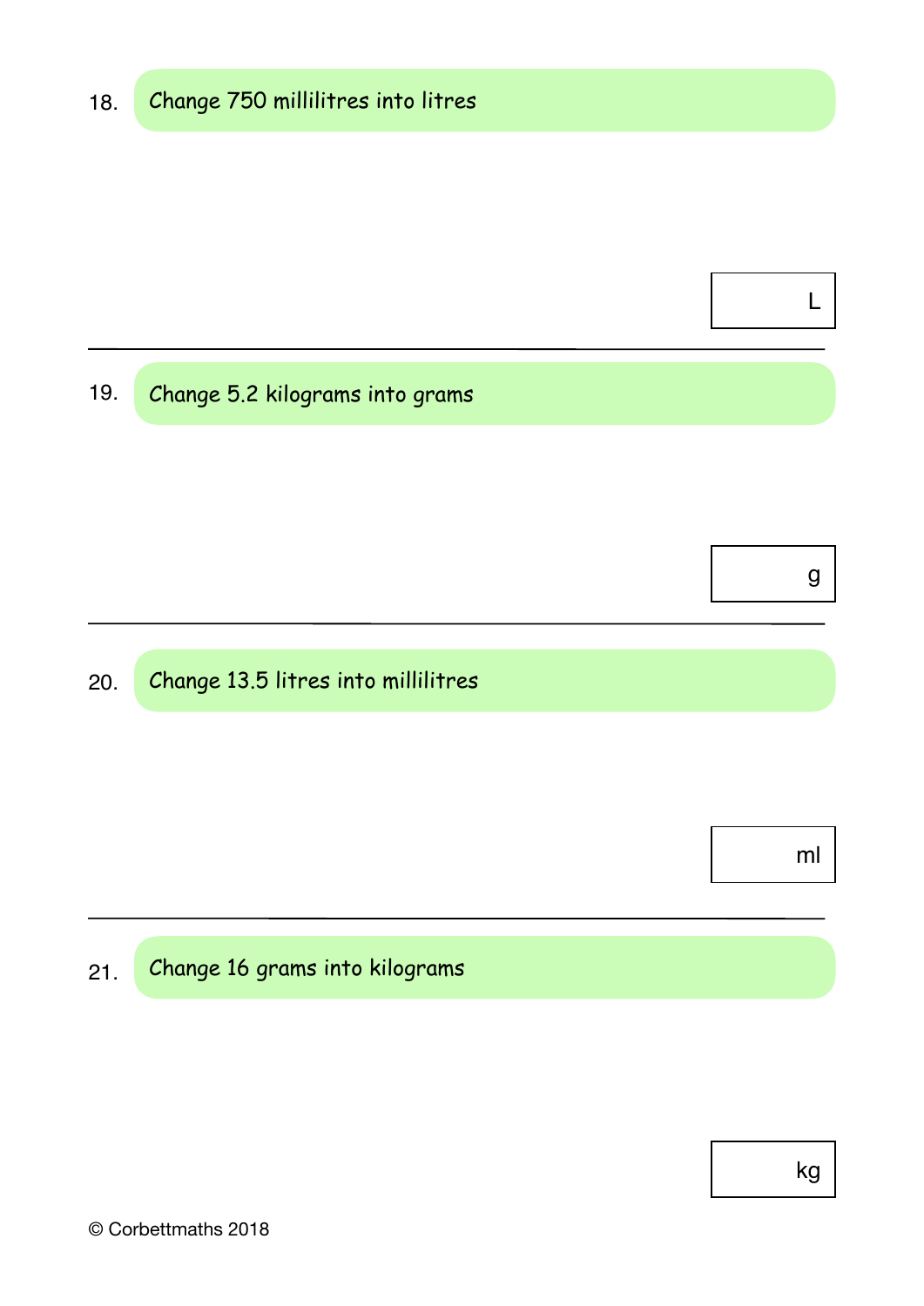18. Change 750 millilitres into litres

L

---

19. Change 5.2 kilograms into grams

g

---

20. Change 13.5 litres into millilitres

ml

---

21. Change 16 grams into kilograms

kg

© Corbettmaths 2018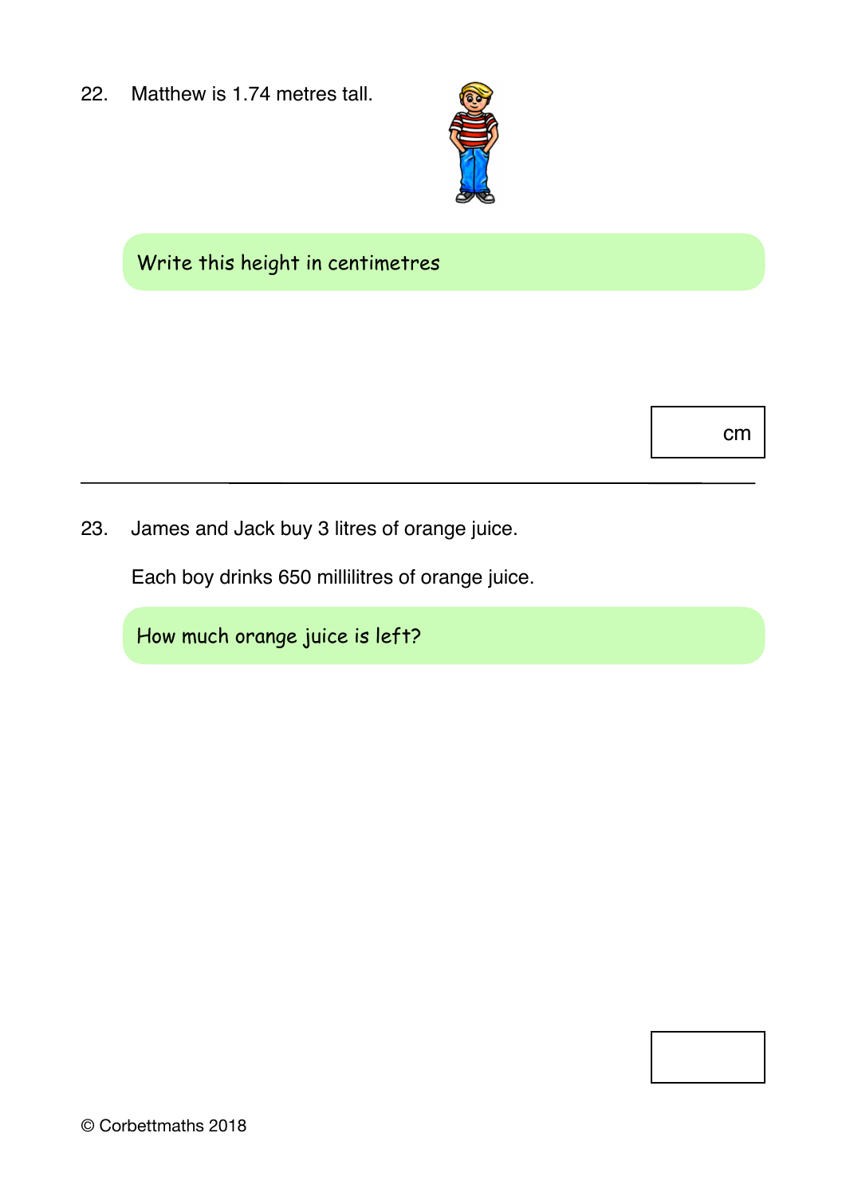22. Matthew is 1.74 metres tall.

**Write this height in centimetres**

cm

---

23. James and Jack buy 3 litres of orange juice.

Each boy drinks 650 millilitres of orange juice.

**How much orange juice is left?**

© Corbettmaths 2018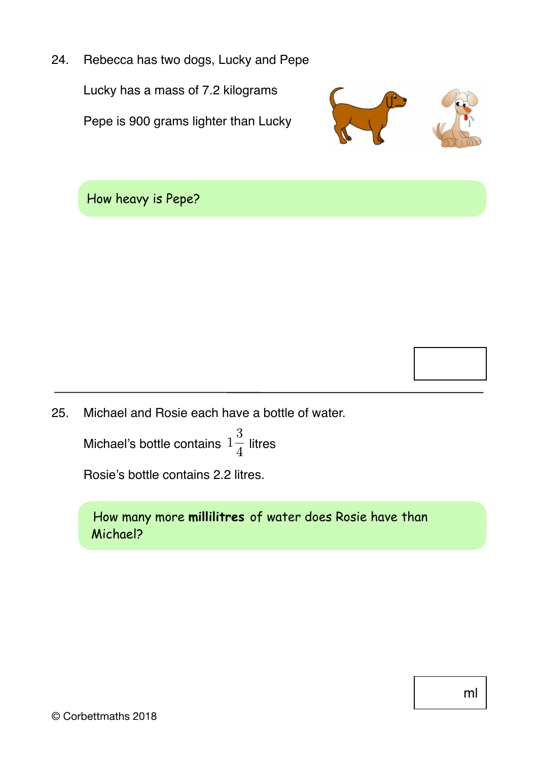24. Rebecca has two dogs, Lucky and Pepe

Lucky has a mass of 7.2 kilograms

Pepe is 900 grams lighter than Lucky

How heavy is Pepe?

---

25. Michael and Rosie each have a bottle of water.

Michael's bottle contains $1\frac{3}{4}$ litres

Rosie's bottle contains 2.2 litres.

How many more **millilitres** of water does Rosie have than Michael?

ml

© Corbettmaths 2018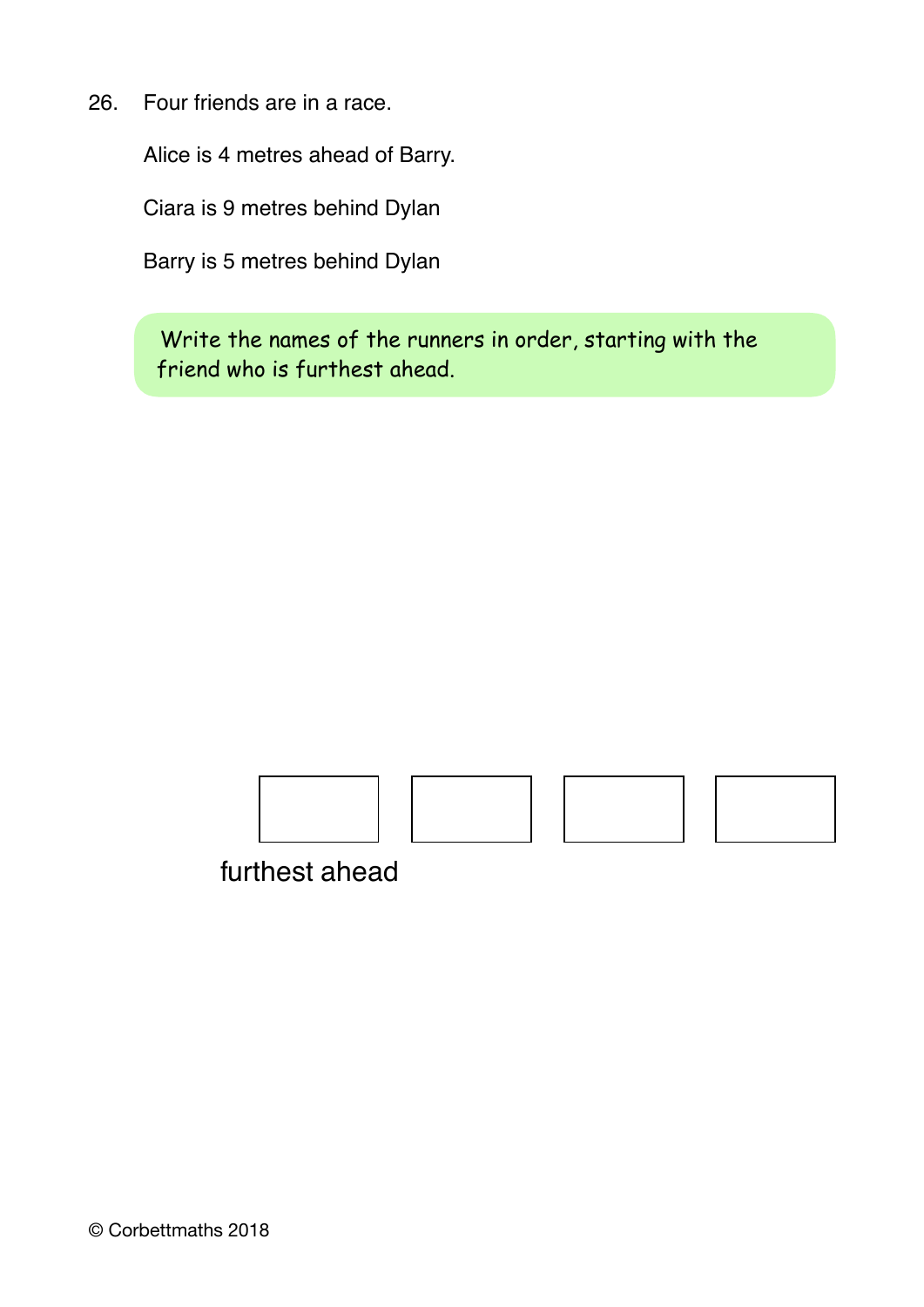26. Four friends are in a race.

Alice is 4 metres ahead of Barry.

Ciara is 9 metres behind Dylan

Barry is 5 metres behind Dylan

Write the names of the runners in order, starting with the friend who is furthest ahead.

| | | | |
|---|---|---|---|
| | | | |

furthest ahead

© Corbettmaths 2018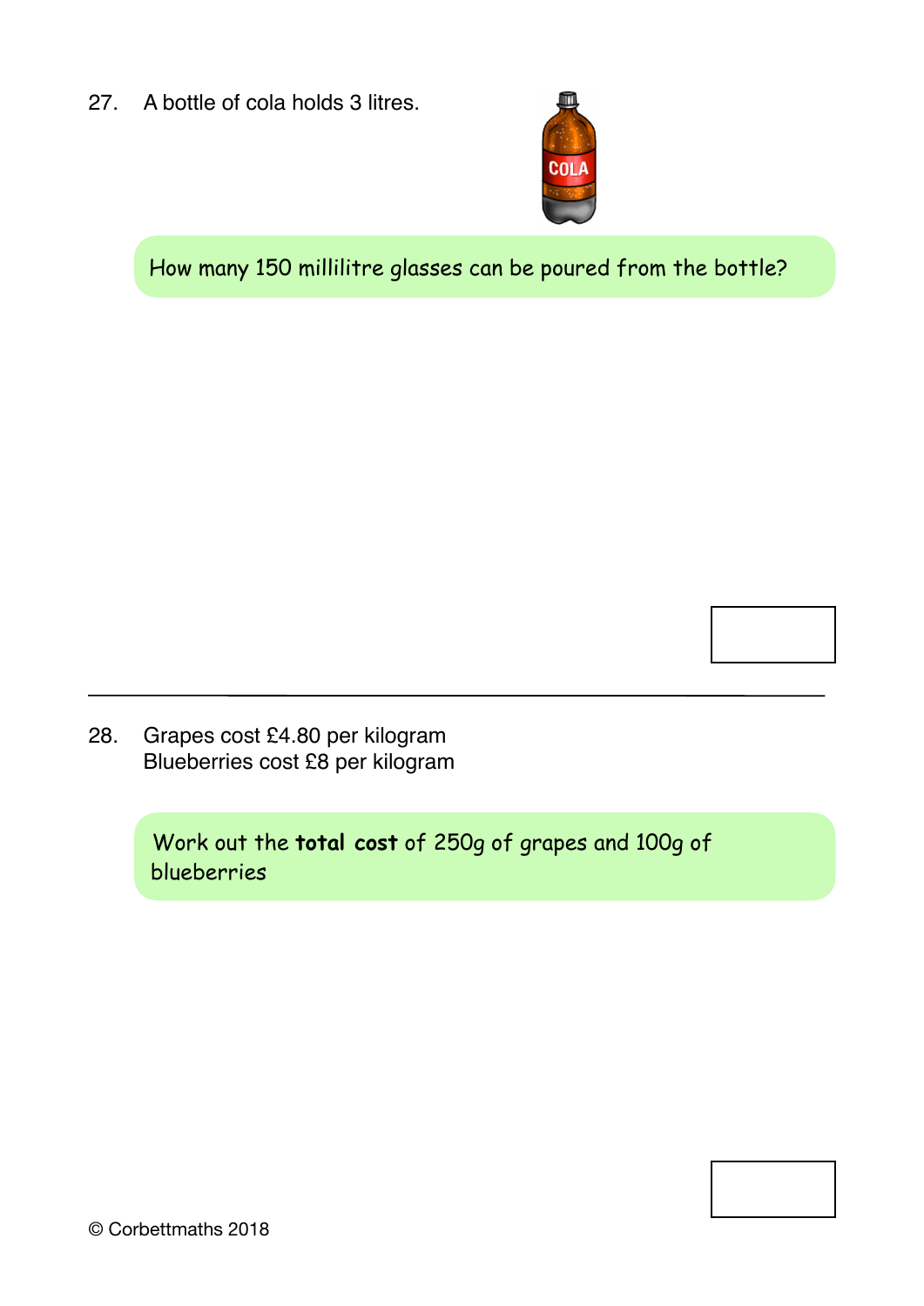27. A bottle of cola holds 3 litres.

How many 150 millilitre glasses can be poured from the bottle?

---

28. Grapes cost £4.80 per kilogram
Blueberries cost £8 per kilogram

Work out the **total cost** of 250g of grapes and 100g of blueberries

© Corbettmaths 2018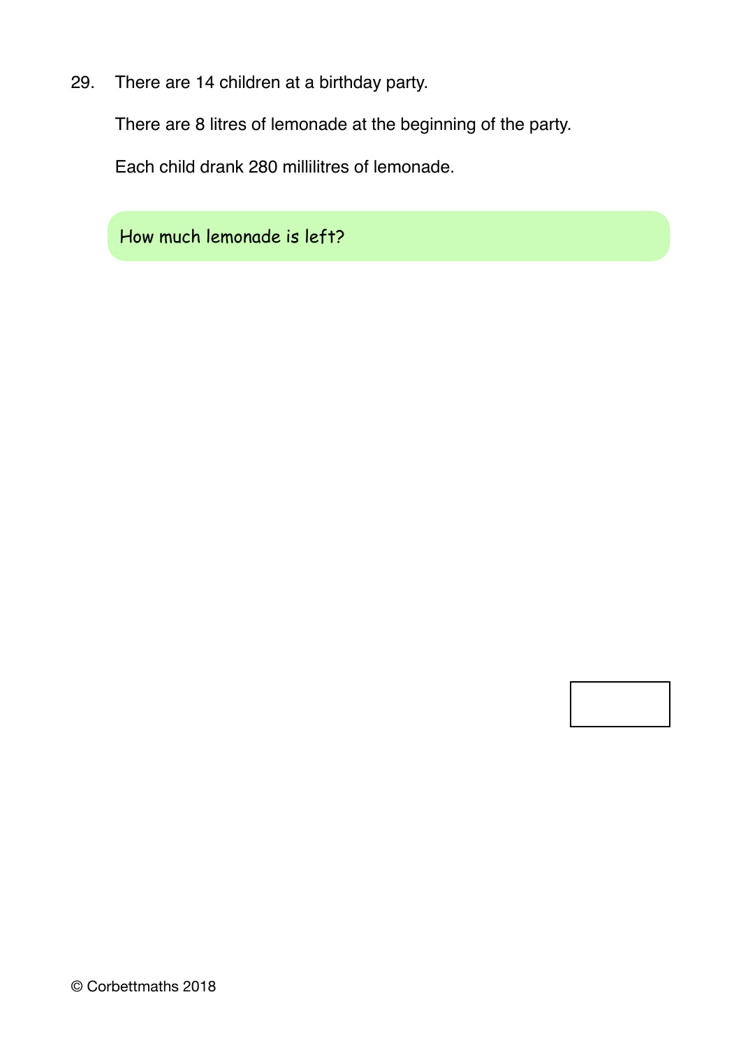29. There are 14 children at a birthday party.

    There are 8 litres of lemonade at the beginning of the party.

    Each child drank 280 millilitres of lemonade.

    How much lemonade is left?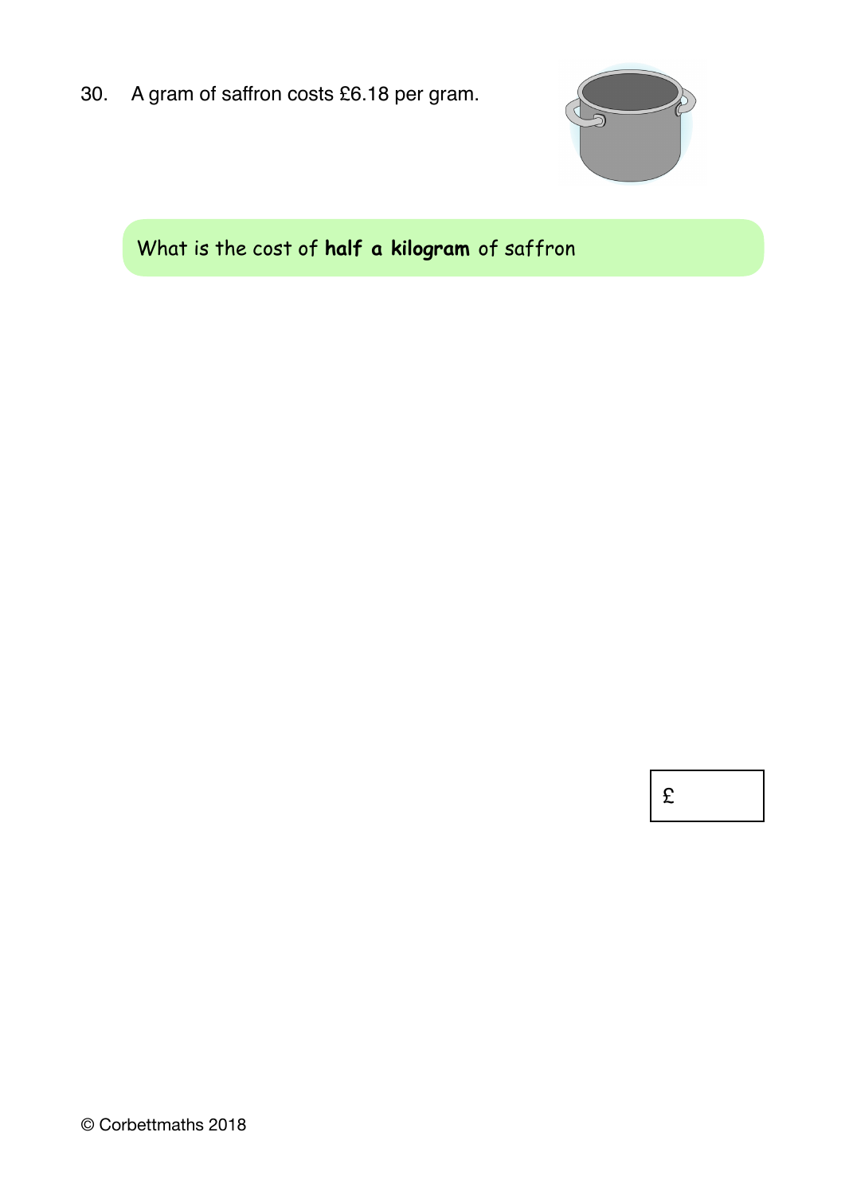30. A gram of saffron costs £6.18 per gram.

What is the cost of **half a kilogram** of saffron

£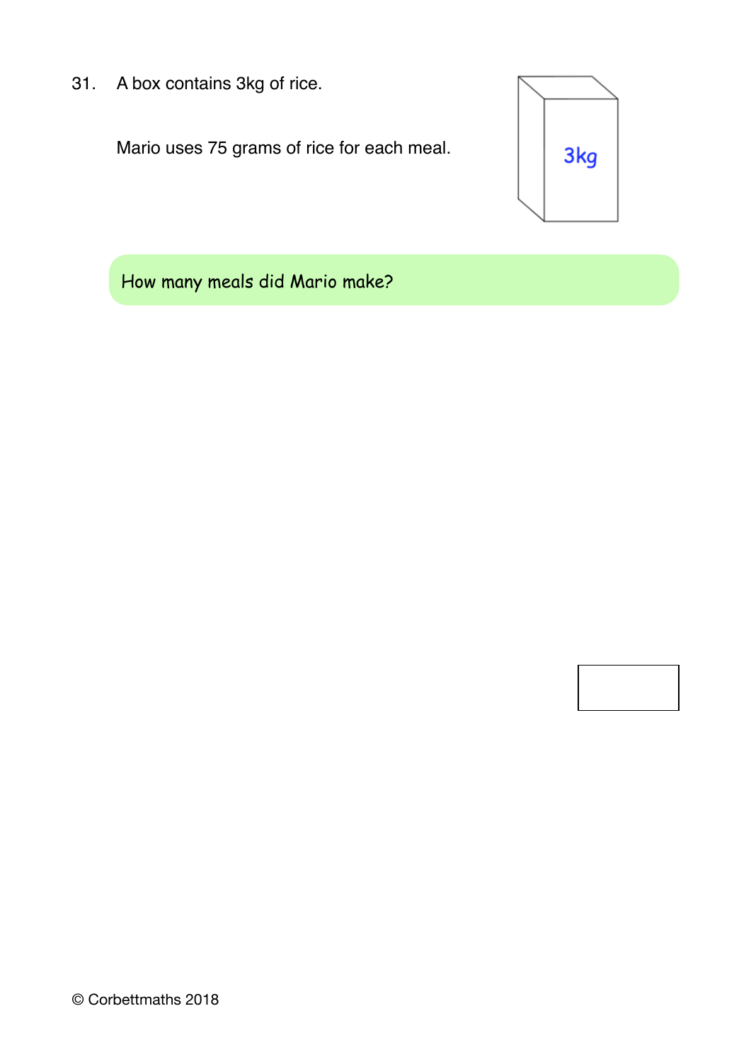31. A box contains 3kg of rice.

Mario uses 75 grams of rice for each meal.

3kg

How many meals did Mario make?

© Corbettmaths 2018